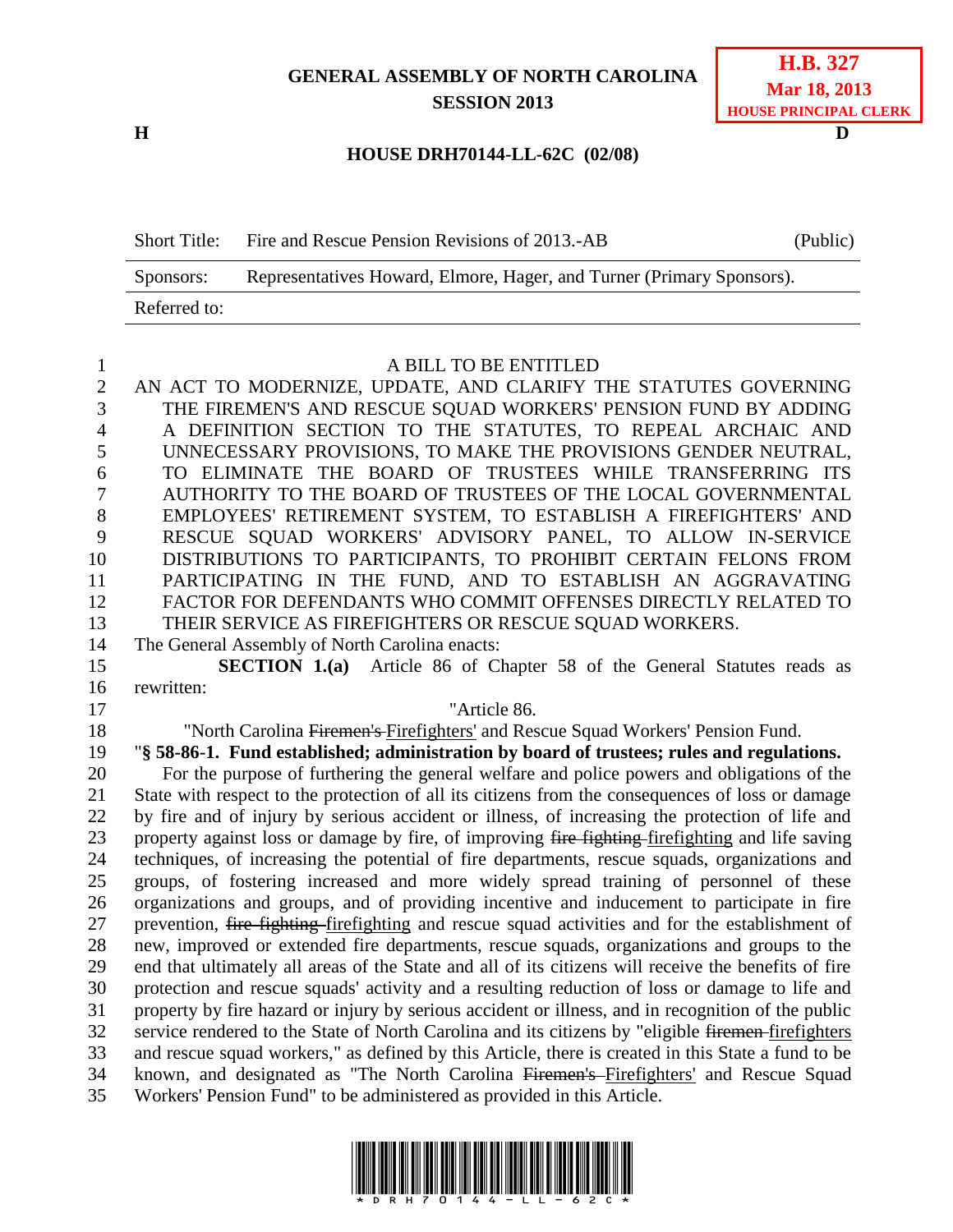GENERAL ASSEMBLY OF NORTH CAROLINA
SESSION 2013

**H.B. 327**
**Mar 18, 2013**
**HOUSE PRINCIPAL CLERK**

H D

**HOUSE DRH70144-LL-62C (02/08)**

| Short Title: | Fire and Rescue Pension Revisions of 2013.-AB | (Public) |
|---|---|---|
| Sponsors: | Representatives Howard, Elmore, Hager, and Turner (Primary Sponsors). | |
| Referred to: | | |

A BILL TO BE ENTITLED

AN ACT TO MODERNIZE, UPDATE, AND CLARIFY THE STATUTES GOVERNING THE FIREMEN'S AND RESCUE SQUAD WORKERS' PENSION FUND BY ADDING A DEFINITION SECTION TO THE STATUTES, TO REPEAL ARCHAIC AND UNNECESSARY PROVISIONS, TO MAKE THE PROVISIONS GENDER NEUTRAL, TO ELIMINATE THE BOARD OF TRUSTEES WHILE TRANSFERRING ITS AUTHORITY TO THE BOARD OF TRUSTEES OF THE LOCAL GOVERNMENTAL EMPLOYEES' RETIREMENT SYSTEM, TO ESTABLISH A FIREFIGHTERS' AND RESCUE SQUAD WORKERS' ADVISORY PANEL, TO ALLOW IN-SERVICE DISTRIBUTIONS TO PARTICIPANTS, TO PROHIBIT CERTAIN FELONS FROM PARTICIPATING IN THE FUND, AND TO ESTABLISH AN AGGRAVATING FACTOR FOR DEFENDANTS WHO COMMIT OFFENSES DIRECTLY RELATED TO THEIR SERVICE AS FIREFIGHTERS OR RESCUE SQUAD WORKERS.

The General Assembly of North Carolina enacts:

**SECTION 1.(a)** Article 86 of Chapter 58 of the General Statutes reads as rewritten:

"Article 86.

"North Carolina ~~Firemen's~~ Firefighters' and Rescue Squad Workers' Pension Fund.

"**§ 58-86-1. Fund established; administration by board of trustees; rules and regulations.**

For the purpose of furthering the general welfare and police powers and obligations of the State with respect to the protection of all its citizens from the consequences of loss or damage by fire and of injury by serious accident or illness, of increasing the protection of life and property against loss or damage by fire, of improving ~~fire fighting~~ firefighting and life saving techniques, of increasing the potential of fire departments, rescue squads, organizations and groups, of fostering increased and more widely spread training of personnel of these organizations and groups, and of providing incentive and inducement to participate in fire prevention, ~~fire fighting~~ firefighting and rescue squad activities and for the establishment of new, improved or extended fire departments, rescue squads, organizations and groups to the end that ultimately all areas of the State and all of its citizens will receive the benefits of fire protection and rescue squads' activity and a resulting reduction of loss or damage to life and property by fire hazard or injury by serious accident or illness, and in recognition of the public service rendered to the State of North Carolina and its citizens by "eligible ~~firemen~~ firefighters and rescue squad workers," as defined by this Article, there is created in this State a fund to be known, and designated as "The North Carolina ~~Firemen's~~ Firefighters' and Rescue Squad Workers' Pension Fund" to be administered as provided in this Article.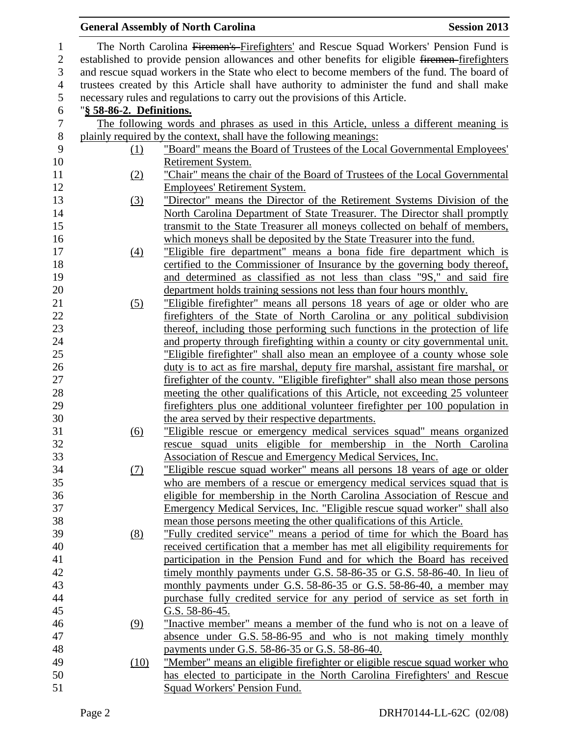The North Carolina ~~Firemen's~~ Firefighters' and Rescue Squad Workers' Pension Fund is established to provide pension allowances and other benefits for eligible ~~firemen~~ firefighters and rescue squad workers in the State who elect to become members of the fund. The board of trustees created by this Article shall have authority to administer the fund and shall make necessary rules and regulations to carry out the provisions of this Article.

"**§ 58-86-2. Definitions.**

The following words and phrases as used in this Article, unless a different meaning is plainly required by the context, shall have the following meanings:

(1) "Board" means the Board of Trustees of the Local Governmental Employees' Retirement System.

(2) "Chair" means the chair of the Board of Trustees of the Local Governmental Employees' Retirement System.

(3) "Director" means the Director of the Retirement Systems Division of the North Carolina Department of State Treasurer. The Director shall promptly transmit to the State Treasurer all moneys collected on behalf of members, which moneys shall be deposited by the State Treasurer into the fund.

(4) "Eligible fire department" means a bona fide fire department which is certified to the Commissioner of Insurance by the governing body thereof, and determined as classified as not less than class "9S," and said fire department holds training sessions not less than four hours monthly.

(5) "Eligible firefighter" means all persons 18 years of age or older who are firefighters of the State of North Carolina or any political subdivision thereof, including those performing such functions in the protection of life and property through firefighting within a county or city governmental unit. "Eligible firefighter" shall also mean an employee of a county whose sole duty is to act as fire marshal, deputy fire marshal, assistant fire marshal, or firefighter of the county. "Eligible firefighter" shall also mean those persons meeting the other qualifications of this Article, not exceeding 25 volunteer firefighters plus one additional volunteer firefighter per 100 population in the area served by their respective departments.

(6) "Eligible rescue or emergency medical services squad" means organized rescue squad units eligible for membership in the North Carolina Association of Rescue and Emergency Medical Services, Inc.

(7) "Eligible rescue squad worker" means all persons 18 years of age or older who are members of a rescue or emergency medical services squad that is eligible for membership in the North Carolina Association of Rescue and Emergency Medical Services, Inc. "Eligible rescue squad worker" shall also mean those persons meeting the other qualifications of this Article.

(8) "Fully credited service" means a period of time for which the Board has received certification that a member has met all eligibility requirements for participation in the Pension Fund and for which the Board has received timely monthly payments under G.S. 58-86-35 or G.S. 58-86-40. In lieu of monthly payments under G.S. 58-86-35 or G.S. 58-86-40, a member may purchase fully credited service for any period of service as set forth in G.S. 58-86-45.

(9) "Inactive member" means a member of the fund who is not on a leave of absence under G.S. 58-86-95 and who is not making timely monthly payments under G.S. 58-86-35 or G.S. 58-86-40.

(10) "Member" means an eligible firefighter or eligible rescue squad worker who has elected to participate in the North Carolina Firefighters' and Rescue Squad Workers' Pension Fund.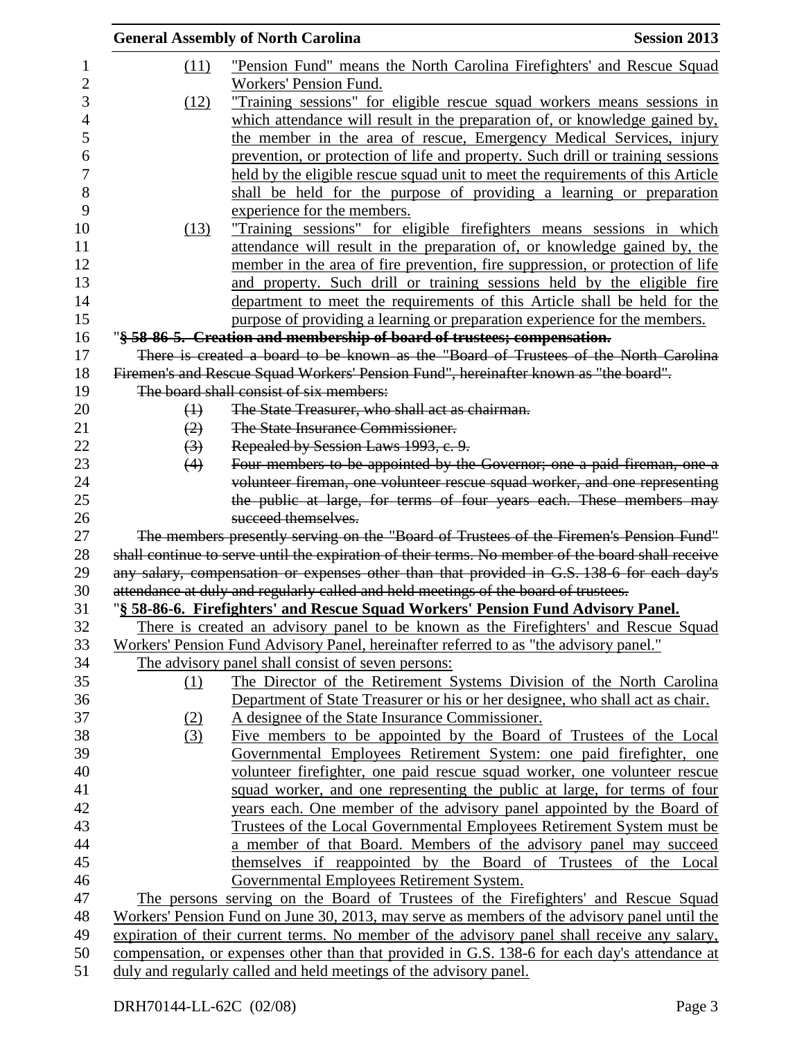(11) "Pension Fund" means the North Carolina Firefighters' and Rescue Squad Workers' Pension Fund.

(12) "Training sessions" for eligible rescue squad workers means sessions in which attendance will result in the preparation of, or knowledge gained by, the member in the area of rescue, Emergency Medical Services, injury prevention, or protection of life and property. Such drill or training sessions held by the eligible rescue squad unit to meet the requirements of this Article shall be held for the purpose of providing a learning or preparation experience for the members.

(13) "Training sessions" for eligible firefighters means sessions in which attendance will result in the preparation of, or knowledge gained by, the member in the area of fire prevention, fire suppression, or protection of life and property. Such drill or training sessions held by the eligible fire department to meet the requirements of this Article shall be held for the purpose of providing a learning or preparation experience for the members.

"~~**§ 58-86-5. Creation and membership of board of trustees; compensation.**~~

~~There is created a board to be known as the "Board of Trustees of the North Carolina Firemen's and Rescue Squad Workers' Pension Fund", hereinafter known as "the board".~~

~~The board shall consist of six members:~~

~~(1) The State Treasurer, who shall act as chairman.~~

~~(2) The State Insurance Commissioner.~~

~~(3) Repealed by Session Laws 1993, c. 9.~~

~~(4) Four members to be appointed by the Governor; one a paid fireman, one a volunteer fireman, one volunteer rescue squad worker, and one representing the public at large, for terms of four years each. These members may succeed themselves.~~

~~The members presently serving on the "Board of Trustees of the Firemen's Pension Fund" shall continue to serve until the expiration of their terms. No member of the board shall receive any salary, compensation or expenses other than that provided in G.S. 138-6 for each day's attendance at duly and regularly called and held meetings of the board of trustees.~~

"**§ 58-86-6. Firefighters' and Rescue Squad Workers' Pension Fund Advisory Panel.**

There is created an advisory panel to be known as the Firefighters' and Rescue Squad Workers' Pension Fund Advisory Panel, hereinafter referred to as "the advisory panel."

The advisory panel shall consist of seven persons:

(1) The Director of the Retirement Systems Division of the North Carolina Department of State Treasurer or his or her designee, who shall act as chair.

(2) A designee of the State Insurance Commissioner.

(3) Five members to be appointed by the Board of Trustees of the Local Governmental Employees Retirement System: one paid firefighter, one volunteer firefighter, one paid rescue squad worker, one volunteer rescue squad worker, and one representing the public at large, for terms of four years each. One member of the advisory panel appointed by the Board of Trustees of the Local Governmental Employees Retirement System must be a member of that Board. Members of the advisory panel may succeed themselves if reappointed by the Board of Trustees of the Local Governmental Employees Retirement System.

The persons serving on the Board of Trustees of the Firefighters' and Rescue Squad Workers' Pension Fund on June 30, 2013, may serve as members of the advisory panel until the expiration of their current terms. No member of the advisory panel shall receive any salary, compensation, or expenses other than that provided in G.S. 138-6 for each day's attendance at duly and regularly called and held meetings of the advisory panel.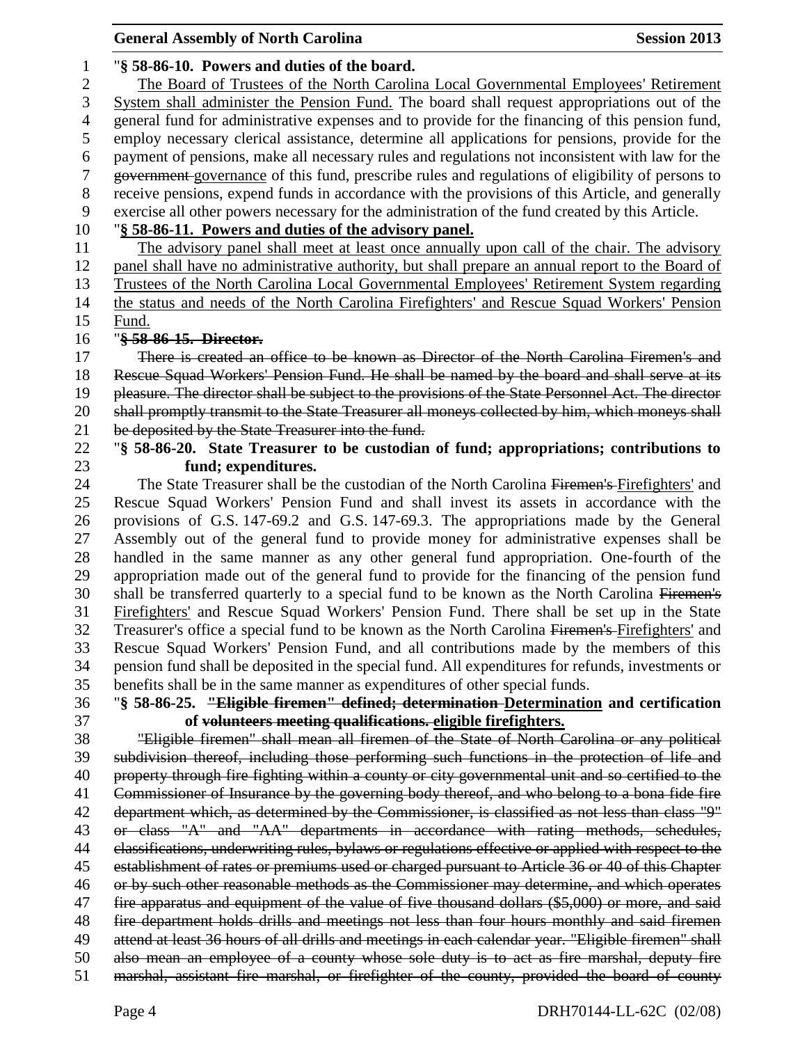"**§ 58-86-10. Powers and duties of the board.**

The Board of Trustees of the North Carolina Local Governmental Employees' Retirement System shall administer the Pension Fund. The board shall request appropriations out of the general fund for administrative expenses and to provide for the financing of this pension fund, employ necessary clerical assistance, determine all applications for pensions, provide for the payment of pensions, make all necessary rules and regulations not inconsistent with law for the ~~government~~ governance of this fund, prescribe rules and regulations of eligibility of persons to receive pensions, expend funds in accordance with the provisions of this Article, and generally exercise all other powers necessary for the administration of the fund created by this Article.

"**§ 58-86-11. Powers and duties of the advisory panel.**

The advisory panel shall meet at least once annually upon call of the chair. The advisory panel shall have no administrative authority, but shall prepare an annual report to the Board of Trustees of the North Carolina Local Governmental Employees' Retirement System regarding the status and needs of the North Carolina Firefighters' and Rescue Squad Workers' Pension Fund.

"~~**§ 58-86-15. Director.**~~

~~There is created an office to be known as Director of the North Carolina Firemen's and Rescue Squad Workers' Pension Fund. He shall be named by the board and shall serve at its pleasure. The director shall be subject to the provisions of the State Personnel Act. The director shall promptly transmit to the State Treasurer all moneys collected by him, which moneys shall be deposited by the State Treasurer into the fund.~~

"**§ 58-86-20. State Treasurer to be custodian of fund; appropriations; contributions to fund; expenditures.**

The State Treasurer shall be the custodian of the North Carolina ~~Firemen's~~ Firefighters' and Rescue Squad Workers' Pension Fund and shall invest its assets in accordance with the provisions of G.S. 147-69.2 and G.S. 147-69.3. The appropriations made by the General Assembly out of the general fund to provide money for administrative expenses shall be handled in the same manner as any other general fund appropriation. One-fourth of the appropriation made out of the general fund to provide for the financing of the pension fund shall be transferred quarterly to a special fund to be known as the North Carolina ~~Firemen's~~ Firefighters' and Rescue Squad Workers' Pension Fund. There shall be set up in the State Treasurer's office a special fund to be known as the North Carolina ~~Firemen's~~ Firefighters' and Rescue Squad Workers' Pension Fund, and all contributions made by the members of this pension fund shall be deposited in the special fund. All expenditures for refunds, investments or benefits shall be in the same manner as expenditures of other special funds.

"**§ 58-86-25. ~~"Eligible firemen" defined; determination~~ Determination and certification of ~~volunteers meeting qualifications.~~ eligible firefighters.**

~~"Eligible firemen" shall mean all firemen of the State of North Carolina or any political subdivision thereof, including those performing such functions in the protection of life and property through fire fighting within a county or city governmental unit and so certified to the Commissioner of Insurance by the governing body thereof, and who belong to a bona fide fire department which, as determined by the Commissioner, is classified as not less than class "9" or class "A" and "AA" departments in accordance with rating methods, schedules, classifications, underwriting rules, bylaws or regulations effective or applied with respect to the establishment of rates or premiums used or charged pursuant to Article 36 or 40 of this Chapter or by such other reasonable methods as the Commissioner may determine, and which operates fire apparatus and equipment of the value of five thousand dollars ($5,000) or more, and said fire department holds drills and meetings not less than four hours monthly and said firemen attend at least 36 hours of all drills and meetings in each calendar year. "Eligible firemen" shall also mean an employee of a county whose sole duty is to act as fire marshal, deputy fire marshal, assistant fire marshal, or firefighter of the county, provided the board of county~~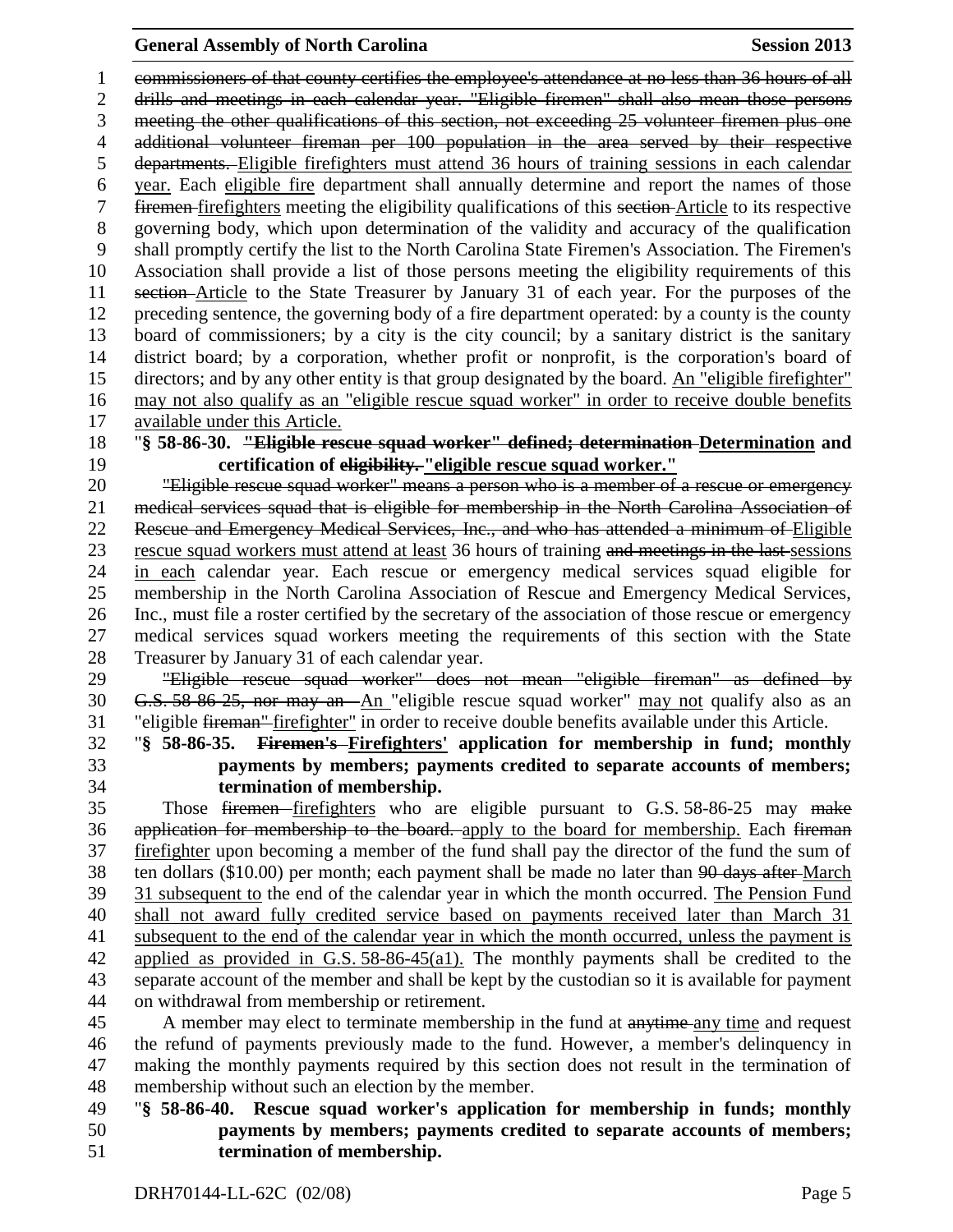~~commissioners of that county certifies the employee's attendance at no less than 36 hours of all drills and meetings in each calendar year. "Eligible firemen" shall also mean those persons meeting the other qualifications of this section, not exceeding 25 volunteer firemen plus one additional volunteer fireman per 100 population in the area served by their respective departments.~~ Eligible firefighters must attend 36 hours of training sessions in each calendar year. Each eligible fire department shall annually determine and report the names of those ~~firemen~~ firefighters meeting the eligibility qualifications of this ~~section~~ Article to its respective governing body, which upon determination of the validity and accuracy of the qualification shall promptly certify the list to the North Carolina State Firemen's Association. The Firemen's Association shall provide a list of those persons meeting the eligibility requirements of this ~~section~~ Article to the State Treasurer by January 31 of each year. For the purposes of the preceding sentence, the governing body of a fire department operated: by a county is the county board of commissioners; by a city is the city council; by a sanitary district is the sanitary district board; by a corporation, whether profit or nonprofit, is the corporation's board of directors; and by any other entity is that group designated by the board. An "eligible firefighter" may not also qualify as an "eligible rescue squad worker" in order to receive double benefits available under this Article.

"**§ 58-86-30. ~~"Eligible rescue squad worker" defined; determination~~ Determination and certification of ~~eligibility.~~ "eligible rescue squad worker."**

~~"Eligible rescue squad worker" means a person who is a member of a rescue or emergency medical services squad that is eligible for membership in the North Carolina Association of Rescue and Emergency Medical Services, Inc., and who has attended a minimum of~~ Eligible rescue squad workers must attend at least 36 hours of training ~~and meetings in the last~~ sessions in each calendar year. Each rescue or emergency medical services squad eligible for membership in the North Carolina Association of Rescue and Emergency Medical Services, Inc., must file a roster certified by the secretary of the association of those rescue or emergency medical services squad workers meeting the requirements of this section with the State Treasurer by January 31 of each calendar year.

~~"Eligible rescue squad worker" does not mean "eligible fireman" as defined by G.S. 58-86-25, nor may an~~ An "eligible rescue squad worker" may not qualify also as an "eligible ~~fireman"~~ firefighter" in order to receive double benefits available under this Article.

"**§ 58-86-35. ~~Firemen's~~ Firefighters' application for membership in fund; monthly payments by members; payments credited to separate accounts of members; termination of membership.**

Those ~~firemen~~ firefighters who are eligible pursuant to G.S. 58-86-25 may ~~make application for membership to the board.~~ apply to the board for membership. Each ~~fireman~~ firefighter upon becoming a member of the fund shall pay the director of the fund the sum of ten dollars ($10.00) per month; each payment shall be made no later than ~~90 days after~~ March 31 subsequent to the end of the calendar year in which the month occurred. The Pension Fund shall not award fully credited service based on payments received later than March 31 subsequent to the end of the calendar year in which the month occurred, unless the payment is applied as provided in G.S. 58-86-45(a1). The monthly payments shall be credited to the separate account of the member and shall be kept by the custodian so it is available for payment on withdrawal from membership or retirement.

A member may elect to terminate membership in the fund at ~~anytime~~ any time and request the refund of payments previously made to the fund. However, a member's delinquency in making the monthly payments required by this section does not result in the termination of membership without such an election by the member.

"**§ 58-86-40. Rescue squad worker's application for membership in funds; monthly payments by members; payments credited to separate accounts of members; termination of membership.**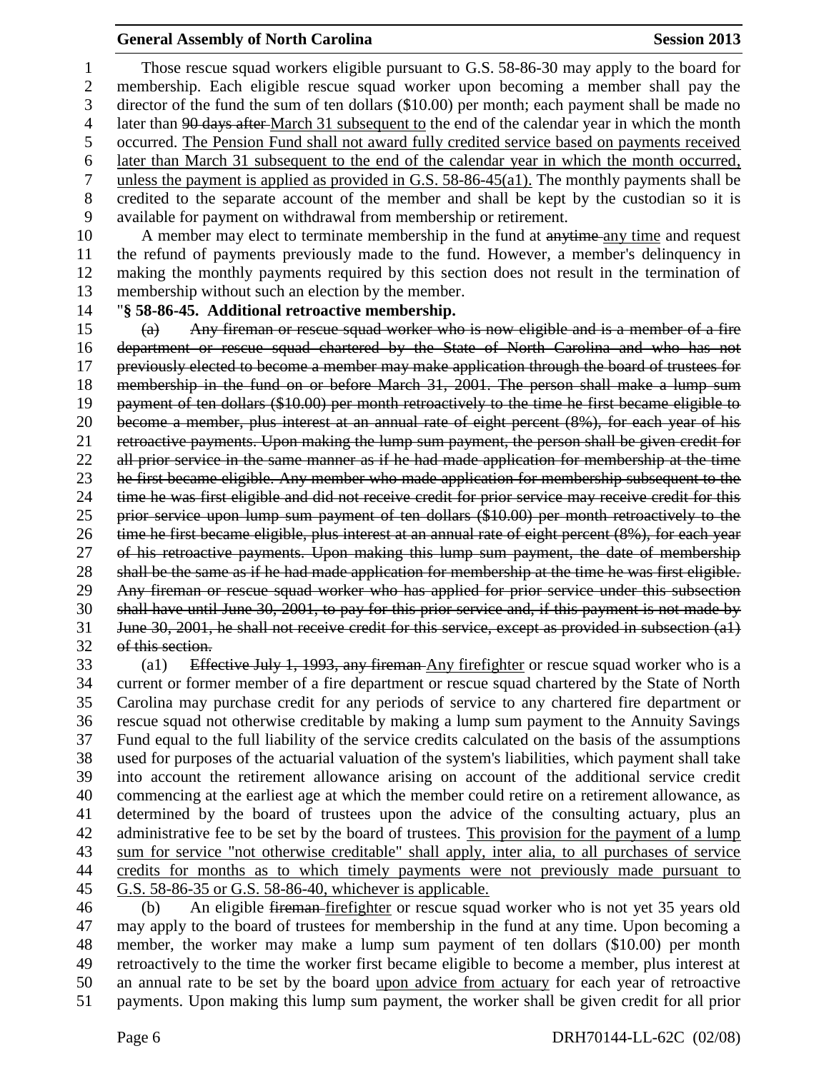Those rescue squad workers eligible pursuant to G.S. 58-86-30 may apply to the board for membership. Each eligible rescue squad worker upon becoming a member shall pay the director of the fund the sum of ten dollars ($10.00) per month; each payment shall be made no later than ~~90 days after~~ March 31 subsequent to the end of the calendar year in which the month occurred. <u>The Pension Fund shall not award fully credited service based on payments received later than March 31 subsequent to the end of the calendar year in which the month occurred, unless the payment is applied as provided in G.S. 58-86-45(a1).</u> The monthly payments shall be credited to the separate account of the member and shall be kept by the custodian so it is available for payment on withdrawal from membership or retirement.

A member may elect to terminate membership in the fund at ~~anytime~~ <u>any time</u> and request the refund of payments previously made to the fund. However, a member's delinquency in making the monthly payments required by this section does not result in the termination of membership without such an election by the member.

"**§ 58-86-45. Additional retroactive membership.**

~~(a) Any fireman or rescue squad worker who is now eligible and is a member of a fire department or rescue squad chartered by the State of North Carolina and who has not previously elected to become a member may make application through the board of trustees for membership in the fund on or before March 31, 2001. The person shall make a lump sum payment of ten dollars ($10.00) per month retroactively to the time he first became eligible to become a member, plus interest at an annual rate of eight percent (8%), for each year of his retroactive payments. Upon making the lump sum payment, the person shall be given credit for all prior service in the same manner as if he had made application for membership at the time he first became eligible. Any member who made application for membership subsequent to the time he was first eligible and did not receive credit for prior service may receive credit for this prior service upon lump sum payment of ten dollars ($10.00) per month retroactively to the time he first became eligible, plus interest at an annual rate of eight percent (8%), for each year of his retroactive payments. Upon making this lump sum payment, the date of membership shall be the same as if he had made application for membership at the time he was first eligible. Any fireman or rescue squad worker who has applied for prior service under this subsection shall have until June 30, 2001, to pay for this prior service and, if this payment is not made by June 30, 2001, he shall not receive credit for this service, except as provided in subsection (a1) of this section.~~

(a1) ~~Effective July 1, 1993, any fireman~~ <u>Any firefighter</u> or rescue squad worker who is a current or former member of a fire department or rescue squad chartered by the State of North Carolina may purchase credit for any periods of service to any chartered fire department or rescue squad not otherwise creditable by making a lump sum payment to the Annuity Savings Fund equal to the full liability of the service credits calculated on the basis of the assumptions used for purposes of the actuarial valuation of the system's liabilities, which payment shall take into account the retirement allowance arising on account of the additional service credit commencing at the earliest age at which the member could retire on a retirement allowance, as determined by the board of trustees upon the advice of the consulting actuary, plus an administrative fee to be set by the board of trustees. <u>This provision for the payment of a lump sum for service "not otherwise creditable" shall apply, inter alia, to all purchases of service credits for months as to which timely payments were not previously made pursuant to G.S. 58-86-35 or G.S. 58-86-40, whichever is applicable.</u>

(b) An eligible ~~fireman~~ <u>firefighter</u> or rescue squad worker who is not yet 35 years old may apply to the board of trustees for membership in the fund at any time. Upon becoming a member, the worker may make a lump sum payment of ten dollars ($10.00) per month retroactively to the time the worker first became eligible to become a member, plus interest at an annual rate to be set by the board <u>upon advice from actuary</u> for each year of retroactive payments. Upon making this lump sum payment, the worker shall be given credit for all prior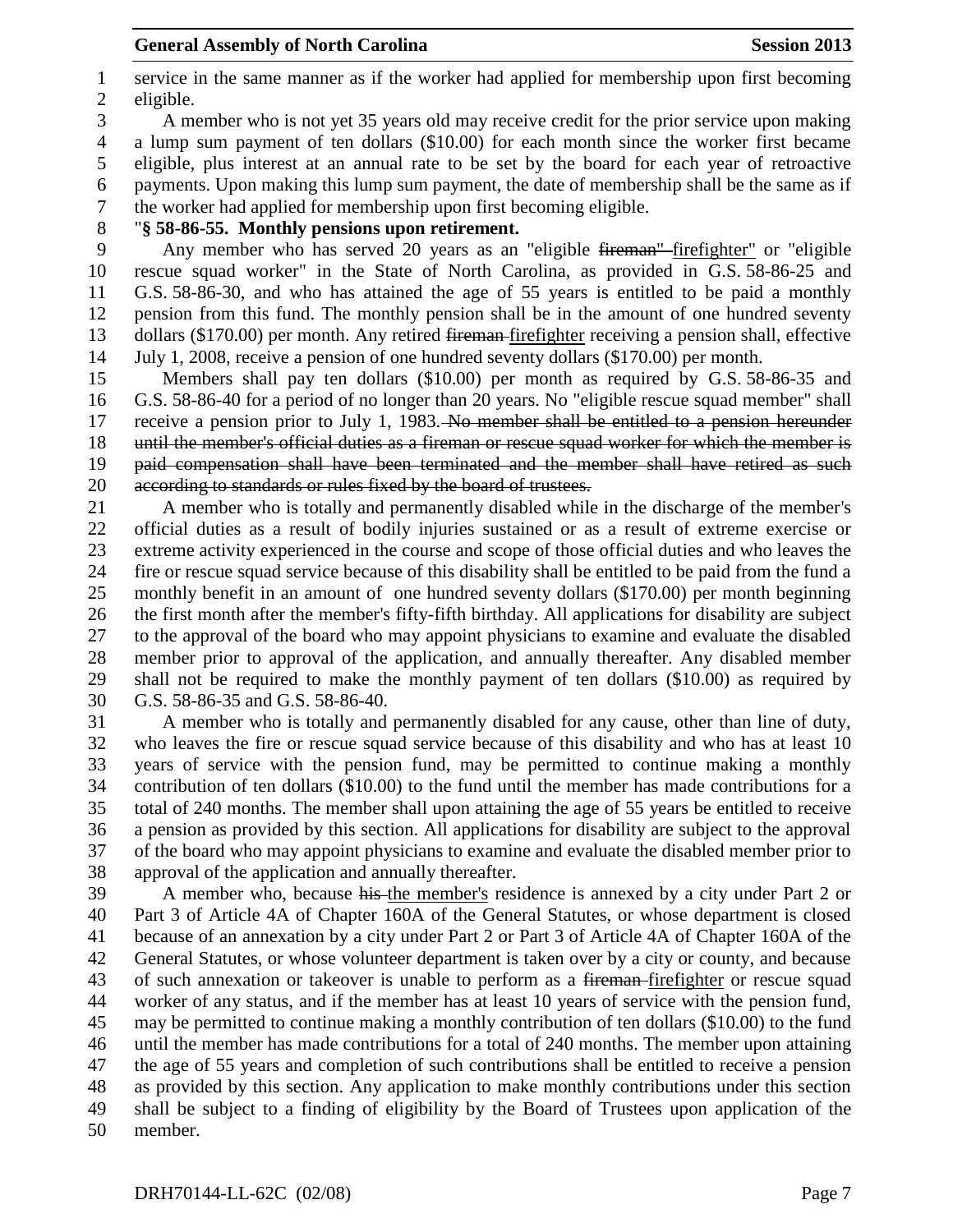service in the same manner as if the worker had applied for membership upon first becoming eligible.

A member who is not yet 35 years old may receive credit for the prior service upon making a lump sum payment of ten dollars ($10.00) for each month since the worker first became eligible, plus interest at an annual rate to be set by the board for each year of retroactive payments. Upon making this lump sum payment, the date of membership shall be the same as if the worker had applied for membership upon first becoming eligible.

"**§ 58-86-55. Monthly pensions upon retirement.**

Any member who has served 20 years as an "eligible ~~fireman"~~ firefighter" or "eligible rescue squad worker" in the State of North Carolina, as provided in G.S. 58-86-25 and G.S. 58-86-30, and who has attained the age of 55 years is entitled to be paid a monthly pension from this fund. The monthly pension shall be in the amount of one hundred seventy dollars ($170.00) per month. Any retired ~~fireman~~ firefighter receiving a pension shall, effective July 1, 2008, receive a pension of one hundred seventy dollars ($170.00) per month.

Members shall pay ten dollars ($10.00) per month as required by G.S. 58-86-35 and G.S. 58-86-40 for a period of no longer than 20 years. No "eligible rescue squad member" shall receive a pension prior to July 1, 1983. ~~No member shall be entitled to a pension hereunder until the member's official duties as a fireman or rescue squad worker for which the member is paid compensation shall have been terminated and the member shall have retired as such according to standards or rules fixed by the board of trustees.~~

A member who is totally and permanently disabled while in the discharge of the member's official duties as a result of bodily injuries sustained or as a result of extreme exercise or extreme activity experienced in the course and scope of those official duties and who leaves the fire or rescue squad service because of this disability shall be entitled to be paid from the fund a monthly benefit in an amount of one hundred seventy dollars ($170.00) per month beginning the first month after the member's fifty-fifth birthday. All applications for disability are subject to the approval of the board who may appoint physicians to examine and evaluate the disabled member prior to approval of the application, and annually thereafter. Any disabled member shall not be required to make the monthly payment of ten dollars ($10.00) as required by G.S. 58-86-35 and G.S. 58-86-40.

A member who is totally and permanently disabled for any cause, other than line of duty, who leaves the fire or rescue squad service because of this disability and who has at least 10 years of service with the pension fund, may be permitted to continue making a monthly contribution of ten dollars ($10.00) to the fund until the member has made contributions for a total of 240 months. The member shall upon attaining the age of 55 years be entitled to receive a pension as provided by this section. All applications for disability are subject to the approval of the board who may appoint physicians to examine and evaluate the disabled member prior to approval of the application and annually thereafter.

A member who, because ~~his~~ the member's residence is annexed by a city under Part 2 or Part 3 of Article 4A of Chapter 160A of the General Statutes, or whose department is closed because of an annexation by a city under Part 2 or Part 3 of Article 4A of Chapter 160A of the General Statutes, or whose volunteer department is taken over by a city or county, and because of such annexation or takeover is unable to perform as a ~~fireman~~ firefighter or rescue squad worker of any status, and if the member has at least 10 years of service with the pension fund, may be permitted to continue making a monthly contribution of ten dollars ($10.00) to the fund until the member has made contributions for a total of 240 months. The member upon attaining the age of 55 years and completion of such contributions shall be entitled to receive a pension as provided by this section. Any application to make monthly contributions under this section shall be subject to a finding of eligibility by the Board of Trustees upon application of the member.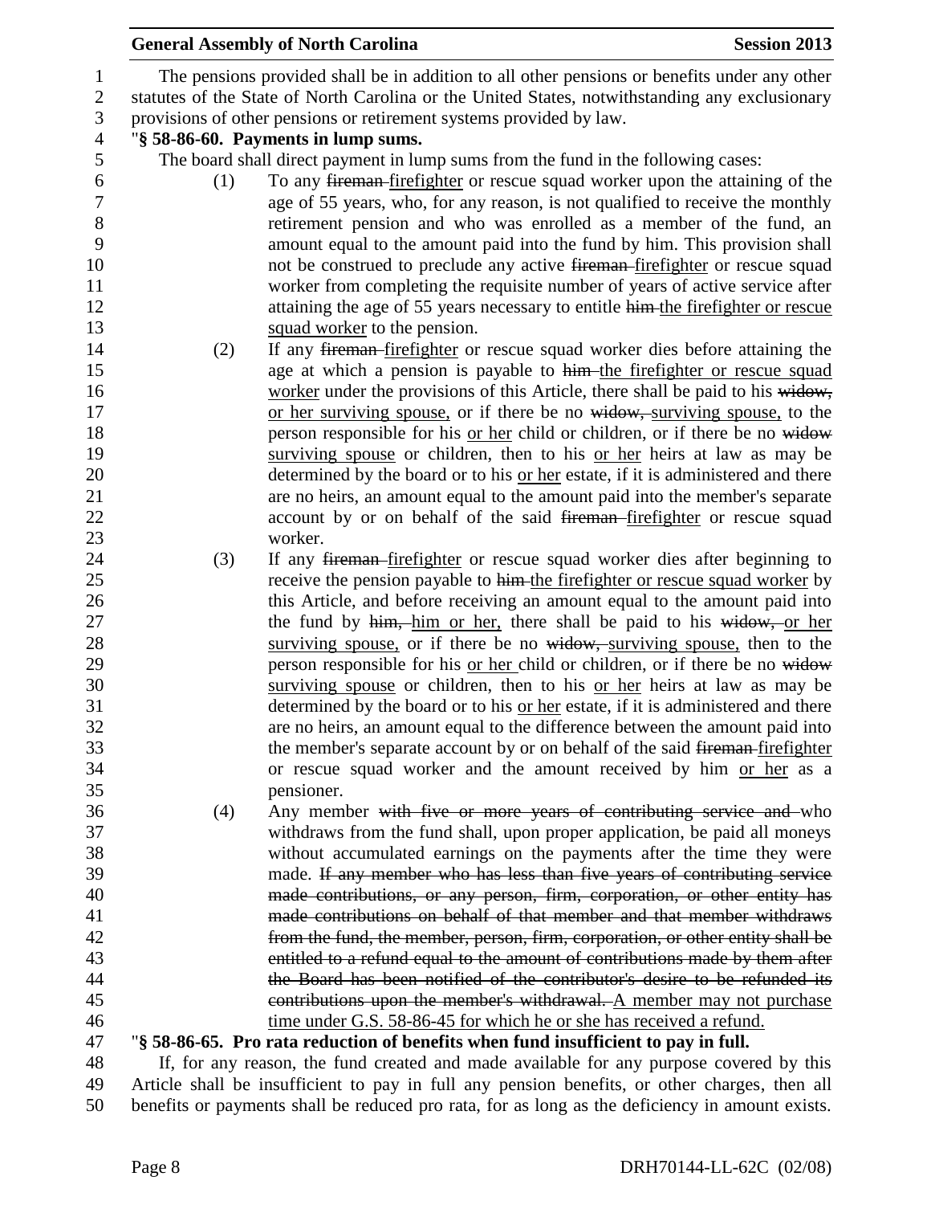The pensions provided shall be in addition to all other pensions or benefits under any other statutes of the State of North Carolina or the United States, notwithstanding any exclusionary provisions of other pensions or retirement systems provided by law.

"**§ 58-86-60. Payments in lump sums.**

The board shall direct payment in lump sums from the fund in the following cases:

(1) To any ~~fireman~~ firefighter or rescue squad worker upon the attaining of the age of 55 years, who, for any reason, is not qualified to receive the monthly retirement pension and who was enrolled as a member of the fund, an amount equal to the amount paid into the fund by him. This provision shall not be construed to preclude any active ~~fireman~~ firefighter or rescue squad worker from completing the requisite number of years of active service after attaining the age of 55 years necessary to entitle ~~him~~ the firefighter or rescue squad worker to the pension.

(2) If any ~~fireman~~ firefighter or rescue squad worker dies before attaining the age at which a pension is payable to ~~him~~ the firefighter or rescue squad worker under the provisions of this Article, there shall be paid to his ~~widow,~~ or her surviving spouse, or if there be no ~~widow,~~ surviving spouse, to the person responsible for his or her child or children, or if there be no ~~widow~~ surviving spouse or children, then to his or her heirs at law as may be determined by the board or to his or her estate, if it is administered and there are no heirs, an amount equal to the amount paid into the member's separate account by or on behalf of the said ~~fireman~~ firefighter or rescue squad worker.

(3) If any ~~fireman~~ firefighter or rescue squad worker dies after beginning to receive the pension payable to ~~him~~ the firefighter or rescue squad worker by this Article, and before receiving an amount equal to the amount paid into the fund by ~~him,~~ him or her, there shall be paid to his ~~widow,~~ or her surviving spouse, or if there be no ~~widow,~~ surviving spouse, then to the person responsible for his or her child or children, or if there be no ~~widow~~ surviving spouse or children, then to his or her heirs at law as may be determined by the board or to his or her estate, if it is administered and there are no heirs, an amount equal to the difference between the amount paid into the member's separate account by or on behalf of the said ~~fireman~~ firefighter or rescue squad worker and the amount received by him or her as a pensioner.

(4) Any member ~~with five or more years of contributing service and~~ who withdraws from the fund shall, upon proper application, be paid all moneys without accumulated earnings on the payments after the time they were made. ~~If any member who has less than five years of contributing service made contributions, or any person, firm, corporation, or other entity has made contributions on behalf of that member and that member withdraws from the fund, the member, person, firm, corporation, or other entity shall be entitled to a refund equal to the amount of contributions made by them after the Board has been notified of the contributor's desire to be refunded its contributions upon the member's withdrawal.~~ A member may not purchase time under G.S. 58-86-45 for which he or she has received a refund.

"**§ 58-86-65. Pro rata reduction of benefits when fund insufficient to pay in full.**

If, for any reason, the fund created and made available for any purpose covered by this Article shall be insufficient to pay in full any pension benefits, or other charges, then all benefits or payments shall be reduced pro rata, for as long as the deficiency in amount exists.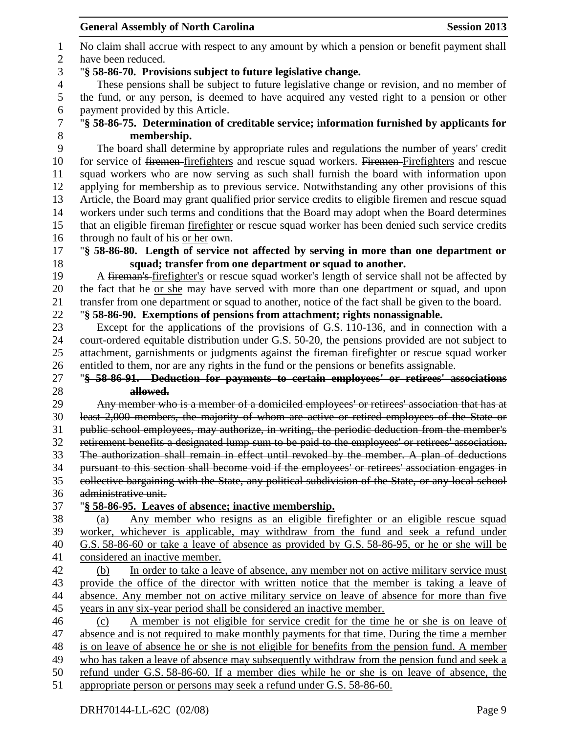No claim shall accrue with respect to any amount by which a pension or benefit payment shall have been reduced.

"**§ 58-86-70. Provisions subject to future legislative change.**

These pensions shall be subject to future legislative change or revision, and no member of the fund, or any person, is deemed to have acquired any vested right to a pension or other payment provided by this Article.

"**§ 58-86-75. Determination of creditable service; information furnished by applicants for membership.**

The board shall determine by appropriate rules and regulations the number of years' credit for service of ~~firemen~~ <u>firefighters</u> and rescue squad workers. ~~Firemen~~ <u>Firefighters</u> and rescue squad workers who are now serving as such shall furnish the board with information upon applying for membership as to previous service. Notwithstanding any other provisions of this Article, the Board may grant qualified prior service credits to eligible firemen and rescue squad workers under such terms and conditions that the Board may adopt when the Board determines that an eligible ~~fireman~~ <u>firefighter</u> or rescue squad worker has been denied such service credits through no fault of his <u>or her</u> own.

"**§ 58-86-80. Length of service not affected by serving in more than one department or squad; transfer from one department or squad to another.**

A ~~fireman's~~ <u>firefighter's</u> or rescue squad worker's length of service shall not be affected by the fact that he <u>or she</u> may have served with more than one department or squad, and upon transfer from one department or squad to another, notice of the fact shall be given to the board.

"**§ 58-86-90. Exemptions of pensions from attachment; rights nonassignable.**

Except for the applications of the provisions of G.S. 110-136, and in connection with a court-ordered equitable distribution under G.S. 50-20, the pensions provided are not subject to attachment, garnishments or judgments against the ~~fireman~~ <u>firefighter</u> or rescue squad worker entitled to them, nor are any rights in the fund or the pensions or benefits assignable.

"~~**§ 58-86-91. Deduction for payments to certain employees' or retirees' associations allowed.**~~

~~Any member who is a member of a domiciled employees' or retirees' association that has at least 2,000 members, the majority of whom are active or retired employees of the State or public school employees, may authorize, in writing, the periodic deduction from the member's retirement benefits a designated lump sum to be paid to the employees' or retirees' association. The authorization shall remain in effect until revoked by the member. A plan of deductions pursuant to this section shall become void if the employees' or retirees' association engages in collective bargaining with the State, any political subdivision of the State, or any local school administrative unit.~~

"<u>**§ 58-86-95. Leaves of absence; inactive membership.**</u>

<u>(a) Any member who resigns as an eligible firefighter or an eligible rescue squad worker, whichever is applicable, may withdraw from the fund and seek a refund under G.S. 58-86-60 or take a leave of absence as provided by G.S. 58-86-95, or he or she will be considered an inactive member.</u>

<u>(b) In order to take a leave of absence, any member not on active military service must provide the office of the director with written notice that the member is taking a leave of absence. Any member not on active military service on leave of absence for more than five years in any six-year period shall be considered an inactive member.</u>

<u>(c) A member is not eligible for service credit for the time he or she is on leave of absence and is not required to make monthly payments for that time. During the time a member is on leave of absence he or she is not eligible for benefits from the pension fund. A member who has taken a leave of absence may subsequently withdraw from the pension fund and seek a refund under G.S. 58-86-60. If a member dies while he or she is on leave of absence, the appropriate person or persons may seek a refund under G.S. 58-86-60.</u>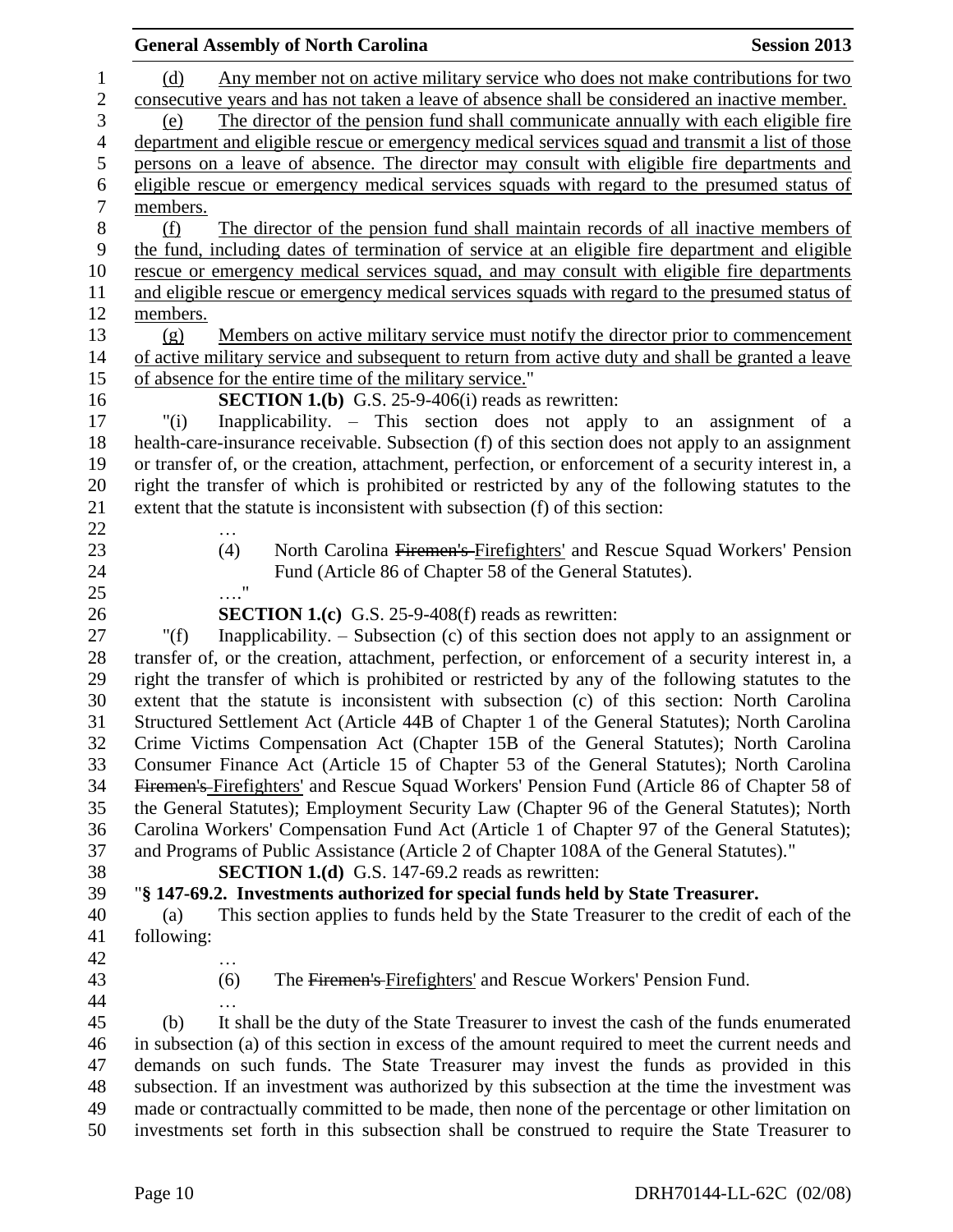(d) Any member not on active military service who does not make contributions for two consecutive years and has not taken a leave of absence shall be considered an inactive member.

(e) The director of the pension fund shall communicate annually with each eligible fire department and eligible rescue or emergency medical services squad and transmit a list of those persons on a leave of absence. The director may consult with eligible fire departments and eligible rescue or emergency medical services squads with regard to the presumed status of members.

(f) The director of the pension fund shall maintain records of all inactive members of the fund, including dates of termination of service at an eligible fire department and eligible rescue or emergency medical services squad, and may consult with eligible fire departments and eligible rescue or emergency medical services squads with regard to the presumed status of members.

(g) Members on active military service must notify the director prior to commencement of active military service and subsequent to return from active duty and shall be granted a leave of absence for the entire time of the military service."

**SECTION 1.(b)** G.S. 25-9-406(i) reads as rewritten:

"(i) Inapplicability. – This section does not apply to an assignment of a health-care-insurance receivable. Subsection (f) of this section does not apply to an assignment or transfer of, or the creation, attachment, perfection, or enforcement of a security interest in, a right the transfer of which is prohibited or restricted by any of the following statutes to the extent that the statute is inconsistent with subsection (f) of this section:

…

(4) North Carolina ~~Firemen's~~ Firefighters' and Rescue Squad Workers' Pension Fund (Article 86 of Chapter 58 of the General Statutes).

…."

**SECTION 1.(c)** G.S. 25-9-408(f) reads as rewritten:

"(f) Inapplicability. – Subsection (c) of this section does not apply to an assignment or transfer of, or the creation, attachment, perfection, or enforcement of a security interest in, a right the transfer of which is prohibited or restricted by any of the following statutes to the extent that the statute is inconsistent with subsection (c) of this section: North Carolina Structured Settlement Act (Article 44B of Chapter 1 of the General Statutes); North Carolina Crime Victims Compensation Act (Chapter 15B of the General Statutes); North Carolina Consumer Finance Act (Article 15 of Chapter 53 of the General Statutes); North Carolina ~~Firemen's~~ Firefighters' and Rescue Squad Workers' Pension Fund (Article 86 of Chapter 58 of the General Statutes); Employment Security Law (Chapter 96 of the General Statutes); North Carolina Workers' Compensation Fund Act (Article 1 of Chapter 97 of the General Statutes); and Programs of Public Assistance (Article 2 of Chapter 108A of the General Statutes)."

**SECTION 1.(d)** G.S. 147-69.2 reads as rewritten:

"**§ 147-69.2. Investments authorized for special funds held by State Treasurer.**

(a) This section applies to funds held by the State Treasurer to the credit of each of the following:

…

(6) The ~~Firemen's~~ Firefighters' and Rescue Workers' Pension Fund.

…

(b) It shall be the duty of the State Treasurer to invest the cash of the funds enumerated in subsection (a) of this section in excess of the amount required to meet the current needs and demands on such funds. The State Treasurer may invest the funds as provided in this subsection. If an investment was authorized by this subsection at the time the investment was made or contractually committed to be made, then none of the percentage or other limitation on investments set forth in this subsection shall be construed to require the State Treasurer to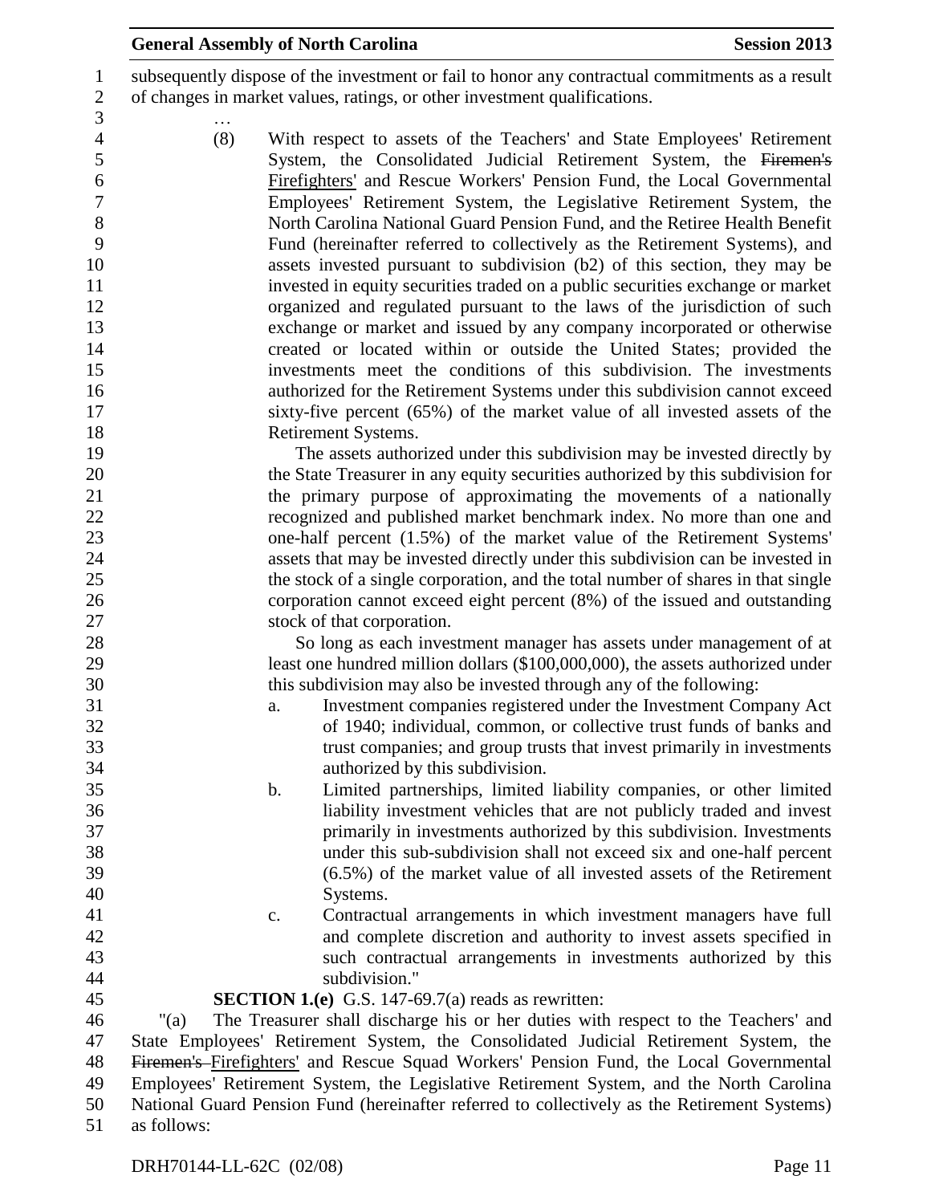subsequently dispose of the investment or fail to honor any contractual commitments as a result of changes in market values, ratings, or other investment qualifications.

…

(8) With respect to assets of the Teachers' and State Employees' Retirement System, the Consolidated Judicial Retirement System, the ~~Firemen's~~ Firefighters' and Rescue Workers' Pension Fund, the Local Governmental Employees' Retirement System, the Legislative Retirement System, the North Carolina National Guard Pension Fund, and the Retiree Health Benefit Fund (hereinafter referred to collectively as the Retirement Systems), and assets invested pursuant to subdivision (b2) of this section, they may be invested in equity securities traded on a public securities exchange or market organized and regulated pursuant to the laws of the jurisdiction of such exchange or market and issued by any company incorporated or otherwise created or located within or outside the United States; provided the investments meet the conditions of this subdivision. The investments authorized for the Retirement Systems under this subdivision cannot exceed sixty-five percent (65%) of the market value of all invested assets of the Retirement Systems.

The assets authorized under this subdivision may be invested directly by the State Treasurer in any equity securities authorized by this subdivision for the primary purpose of approximating the movements of a nationally recognized and published market benchmark index. No more than one and one-half percent (1.5%) of the market value of the Retirement Systems' assets that may be invested directly under this subdivision can be invested in the stock of a single corporation, and the total number of shares in that single corporation cannot exceed eight percent (8%) of the issued and outstanding stock of that corporation.

So long as each investment manager has assets under management of at least one hundred million dollars ($100,000,000), the assets authorized under this subdivision may also be invested through any of the following:

a. Investment companies registered under the Investment Company Act of 1940; individual, common, or collective trust funds of banks and trust companies; and group trusts that invest primarily in investments authorized by this subdivision.

b. Limited partnerships, limited liability companies, or other limited liability investment vehicles that are not publicly traded and invest primarily in investments authorized by this subdivision. Investments under this sub-subdivision shall not exceed six and one-half percent (6.5%) of the market value of all invested assets of the Retirement Systems.

c. Contractual arrangements in which investment managers have full and complete discretion and authority to invest assets specified in such contractual arrangements in investments authorized by this subdivision."

**SECTION 1.(e)** G.S. 147-69.7(a) reads as rewritten:

"(a) The Treasurer shall discharge his or her duties with respect to the Teachers' and State Employees' Retirement System, the Consolidated Judicial Retirement System, the ~~Firemen's~~ Firefighters' and Rescue Squad Workers' Pension Fund, the Local Governmental Employees' Retirement System, the Legislative Retirement System, and the North Carolina National Guard Pension Fund (hereinafter referred to collectively as the Retirement Systems) as follows: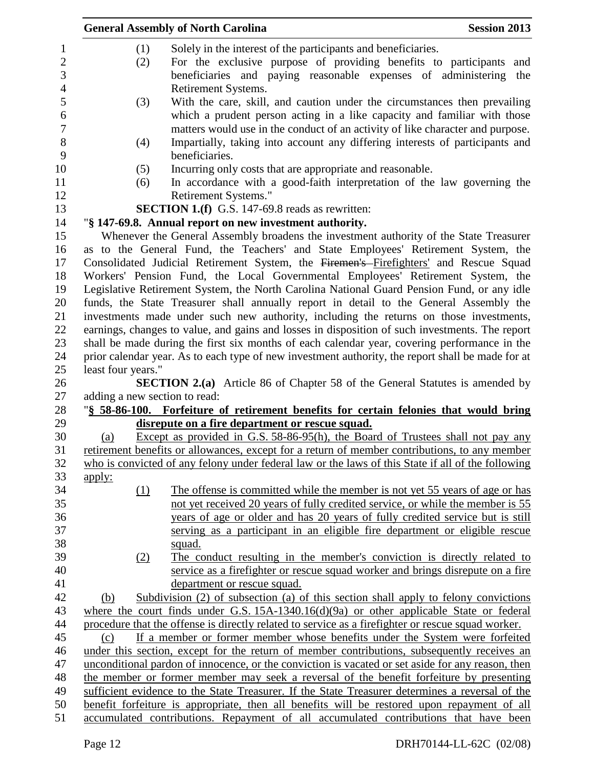(1) Solely in the interest of the participants and beneficiaries.

(2) For the exclusive purpose of providing benefits to participants and beneficiaries and paying reasonable expenses of administering the Retirement Systems.

(3) With the care, skill, and caution under the circumstances then prevailing which a prudent person acting in a like capacity and familiar with those matters would use in the conduct of an activity of like character and purpose.

(4) Impartially, taking into account any differing interests of participants and beneficiaries.

(5) Incurring only costs that are appropriate and reasonable.

(6) In accordance with a good-faith interpretation of the law governing the Retirement Systems."

**SECTION 1.(f)** G.S. 147-69.8 reads as rewritten:

"**§ 147-69.8. Annual report on new investment authority.**

Whenever the General Assembly broadens the investment authority of the State Treasurer as to the General Fund, the Teachers' and State Employees' Retirement System, the Consolidated Judicial Retirement System, the ~~Firemen's~~ Firefighters' and Rescue Squad Workers' Pension Fund, the Local Governmental Employees' Retirement System, the Legislative Retirement System, the North Carolina National Guard Pension Fund, or any idle funds, the State Treasurer shall annually report in detail to the General Assembly the investments made under such new authority, including the returns on those investments, earnings, changes to value, and gains and losses in disposition of such investments. The report shall be made during the first six months of each calendar year, covering performance in the prior calendar year. As to each type of new investment authority, the report shall be made for at least four years."

**SECTION 2.(a)** Article 86 of Chapter 58 of the General Statutes is amended by adding a new section to read:

"**§ 58-86-100. Forfeiture of retirement benefits for certain felonies that would bring disrepute on a fire department or rescue squad.**

(a) Except as provided in G.S. 58-86-95(h), the Board of Trustees shall not pay any retirement benefits or allowances, except for a return of member contributions, to any member who is convicted of any felony under federal law or the laws of this State if all of the following apply:

(1) The offense is committed while the member is not yet 55 years of age or has not yet received 20 years of fully credited service, or while the member is 55 years of age or older and has 20 years of fully credited service but is still serving as a participant in an eligible fire department or eligible rescue squad.

(2) The conduct resulting in the member's conviction is directly related to service as a firefighter or rescue squad worker and brings disrepute on a fire department or rescue squad.

(b) Subdivision (2) of subsection (a) of this section shall apply to felony convictions where the court finds under G.S. 15A-1340.16(d)(9a) or other applicable State or federal procedure that the offense is directly related to service as a firefighter or rescue squad worker.

(c) If a member or former member whose benefits under the System were forfeited under this section, except for the return of member contributions, subsequently receives an unconditional pardon of innocence, or the conviction is vacated or set aside for any reason, then the member or former member may seek a reversal of the benefit forfeiture by presenting sufficient evidence to the State Treasurer. If the State Treasurer determines a reversal of the benefit forfeiture is appropriate, then all benefits will be restored upon repayment of all accumulated contributions. Repayment of all accumulated contributions that have been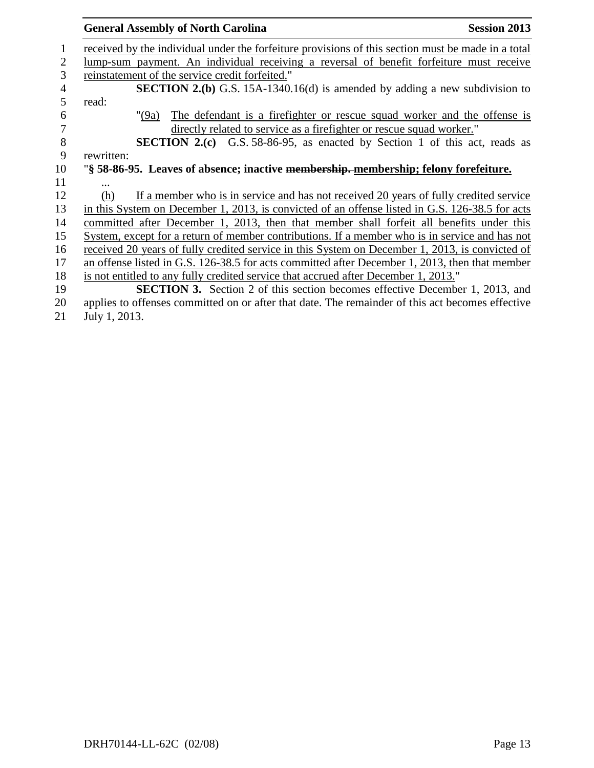received by the individual under the forfeiture provisions of this section must be made in a total lump-sum payment. An individual receiving a reversal of benefit forfeiture must receive reinstatement of the service credit forfeited."

**SECTION 2.(b)** G.S. 15A-1340.16(d) is amended by adding a new subdivision to read:

"(9a) The defendant is a firefighter or rescue squad worker and the offense is directly related to service as a firefighter or rescue squad worker."

**SECTION 2.(c)** G.S. 58-86-95, as enacted by Section 1 of this act, reads as rewritten:

"**§ 58-86-95. Leaves of absence; inactive ~~membership.~~ membership; felony forefeiture.**

...

(h) If a member who is in service and has not received 20 years of fully credited service in this System on December 1, 2013, is convicted of an offense listed in G.S. 126-38.5 for acts committed after December 1, 2013, then that member shall forfeit all benefits under this System, except for a return of member contributions. If a member who is in service and has not received 20 years of fully credited service in this System on December 1, 2013, is convicted of an offense listed in G.S. 126-38.5 for acts committed after December 1, 2013, then that member is not entitled to any fully credited service that accrued after December 1, 2013."

**SECTION 3.** Section 2 of this section becomes effective December 1, 2013, and applies to offenses committed on or after that date. The remainder of this act becomes effective July 1, 2013.